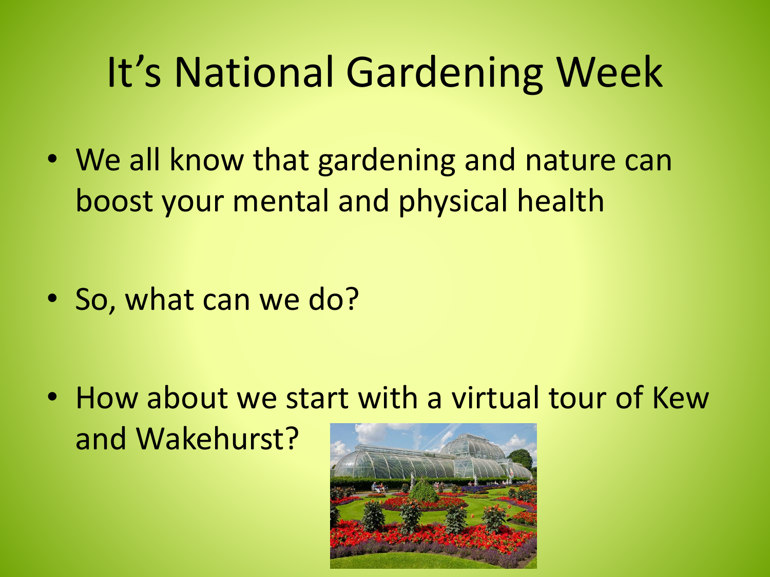# It's National Gardening Week

- We all know that gardening and nature can boost your mental and physical health
- So, what can we do?
- How about we start with a virtual tour of Kew and Wakehurst?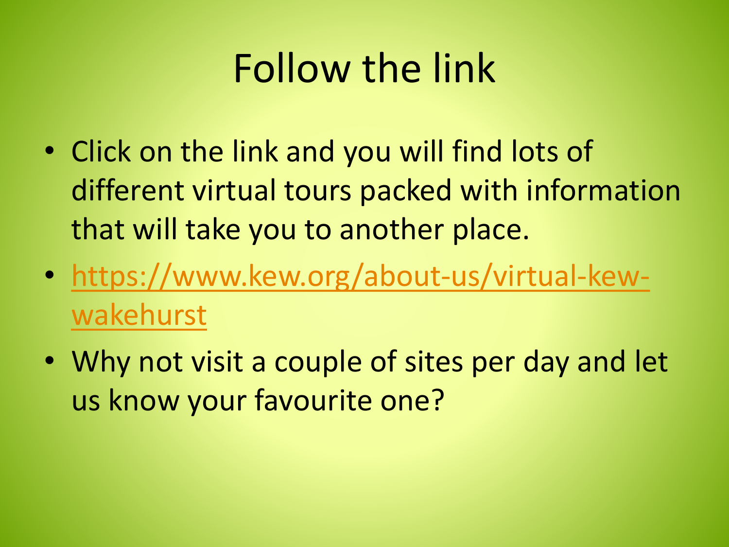# Follow the link

- Click on the link and you will find lots of different virtual tours packed with information that will take you to another place.
- https://www.kew.org/about-us/virtual-kew-wakehurst
- Why not visit a couple of sites per day and let us know your favourite one?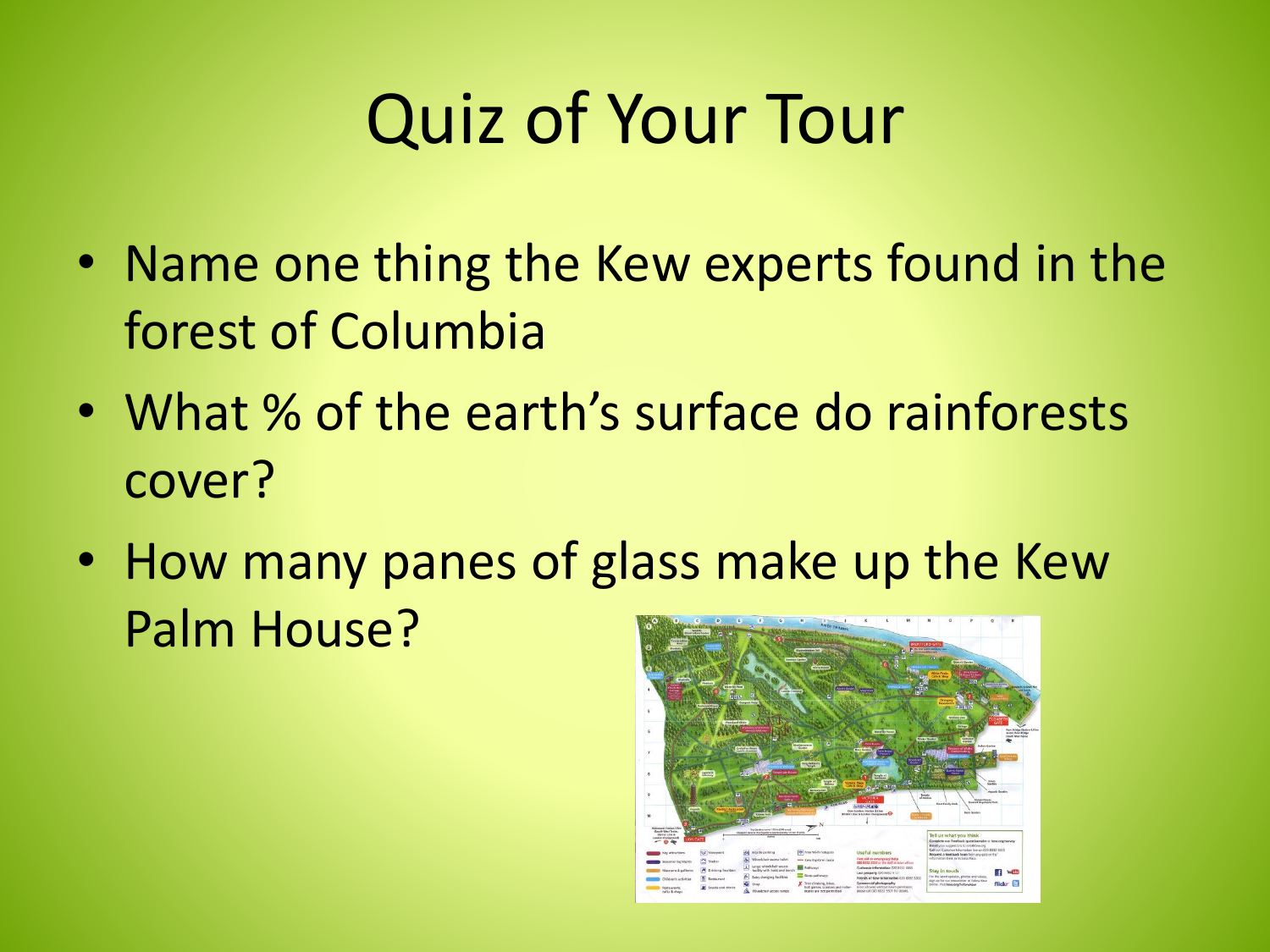# Quiz of Your Tour

- Name one thing the Kew experts found in the forest of Columbia
- What % of the earth's surface do rainforests cover?
- How many panes of glass make up the Kew Palm House?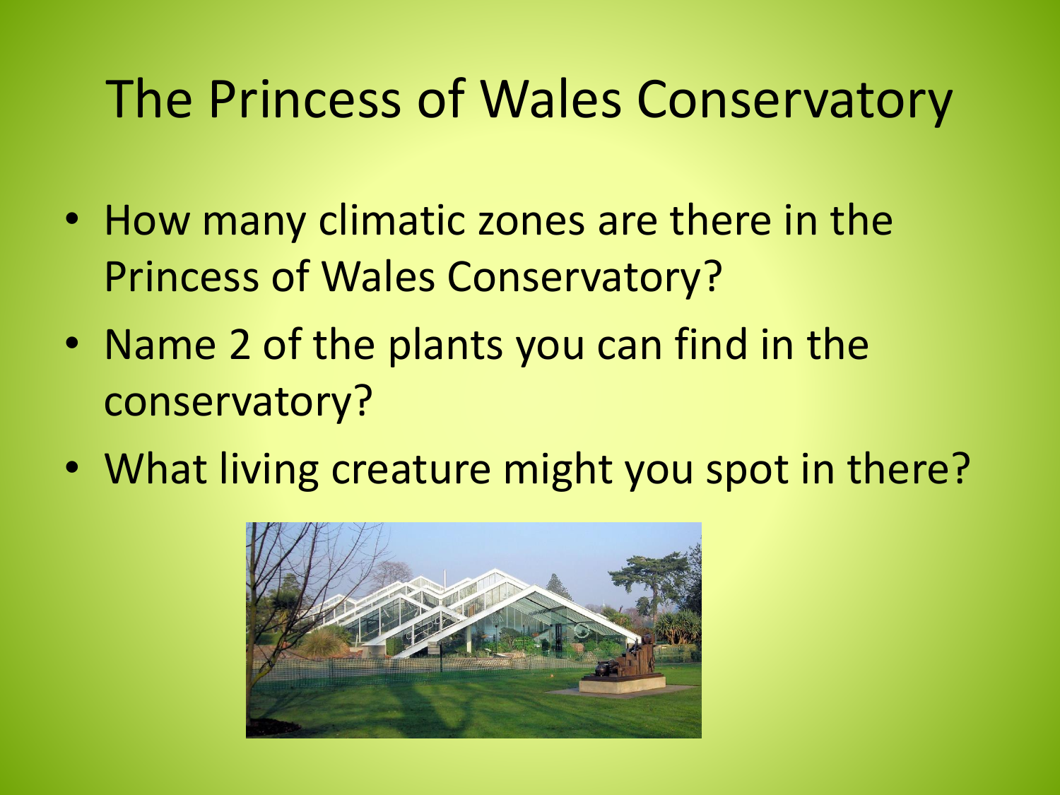# The Princess of Wales Conservatory

- How many climatic zones are there in the Princess of Wales Conservatory?
- Name 2 of the plants you can find in the conservatory?
- What living creature might you spot in there?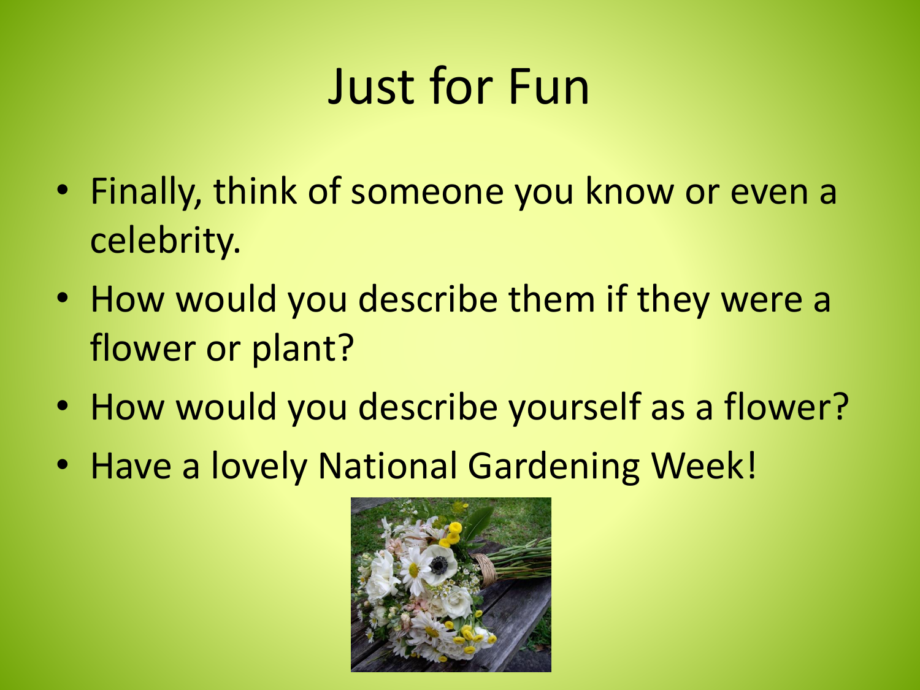# Just for Fun

- Finally, think of someone you know or even a celebrity.
- How would you describe them if they were a flower or plant?
- How would you describe yourself as a flower?
- Have a lovely National Gardening Week!